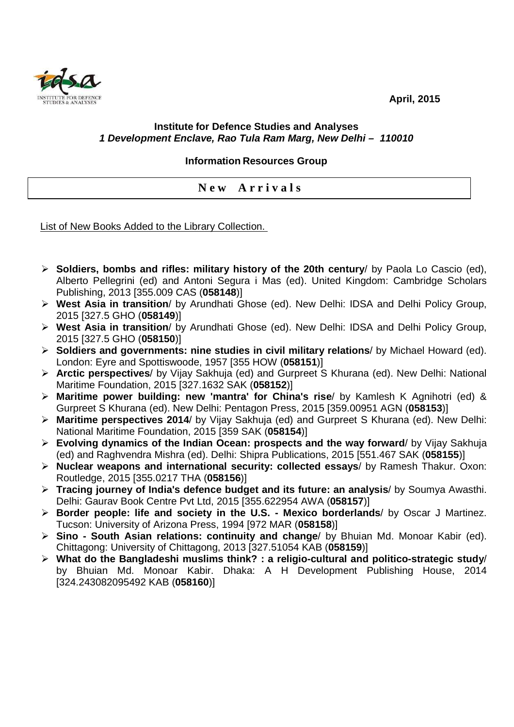April, 2015

**Institute for Defence Studies and Analyses**
***1 Development Enclave, Rao Tula Ram Marg, New Delhi – 110010***

**Information Resources Group**

## New Arrivals

List of New Books Added to the Library Collection.

- **Soldiers, bombs and rifles: military history of the 20th century**/ by Paola Lo Cascio (ed), Alberto Pellegrini (ed) and Antoni Segura i Mas (ed). United Kingdom: Cambridge Scholars Publishing, 2013 [355.009 CAS (**058148**)]
- **West Asia in transition**/ by Arundhati Ghose (ed). New Delhi: IDSA and Delhi Policy Group, 2015 [327.5 GHO (**058149**)]
- **West Asia in transition**/ by Arundhati Ghose (ed). New Delhi: IDSA and Delhi Policy Group, 2015 [327.5 GHO (**058150**)]
- **Soldiers and governments: nine studies in civil military relations**/ by Michael Howard (ed). London: Eyre and Spottiswoode, 1957 [355 HOW (**058151**)]
- **Arctic perspectives**/ by Vijay Sakhuja (ed) and Gurpreet S Khurana (ed). New Delhi: National Maritime Foundation, 2015 [327.1632 SAK (**058152**)]
- **Maritime power building: new 'mantra' for China's rise**/ by Kamlesh K Agnihotri (ed) & Gurpreet S Khurana (ed). New Delhi: Pentagon Press, 2015 [359.00951 AGN (**058153**)]
- **Maritime perspectives 2014**/ by Vijay Sakhuja (ed) and Gurpreet S Khurana (ed). New Delhi: National Maritime Foundation, 2015 [359 SAK (**058154**)]
- **Evolving dynamics of the Indian Ocean: prospects and the way forward**/ by Vijay Sakhuja (ed) and Raghvendra Mishra (ed). Delhi: Shipra Publications, 2015 [551.467 SAK (**058155**)]
- **Nuclear weapons and international security: collected essays**/ by Ramesh Thakur. Oxon: Routledge, 2015 [355.0217 THA (**058156**)]
- **Tracing journey of India's defence budget and its future: an analysis**/ by Soumya Awasthi. Delhi: Gaurav Book Centre Pvt Ltd, 2015 [355.622954 AWA (**058157**)]
- **Border people: life and society in the U.S. - Mexico borderlands**/ by Oscar J Martinez. Tucson: University of Arizona Press, 1994 [972 MAR (**058158**)]
- **Sino - South Asian relations: continuity and change**/ by Bhuian Md. Monoar Kabir (ed). Chittagong: University of Chittagong, 2013 [327.51054 KAB (**058159**)]
- **What do the Bangladeshi muslims think? : a religio-cultural and politico-strategic study**/ by Bhuian Md. Monoar Kabir. Dhaka: A H Development Publishing House, 2014 [324.243082095492 KAB (**058160**)]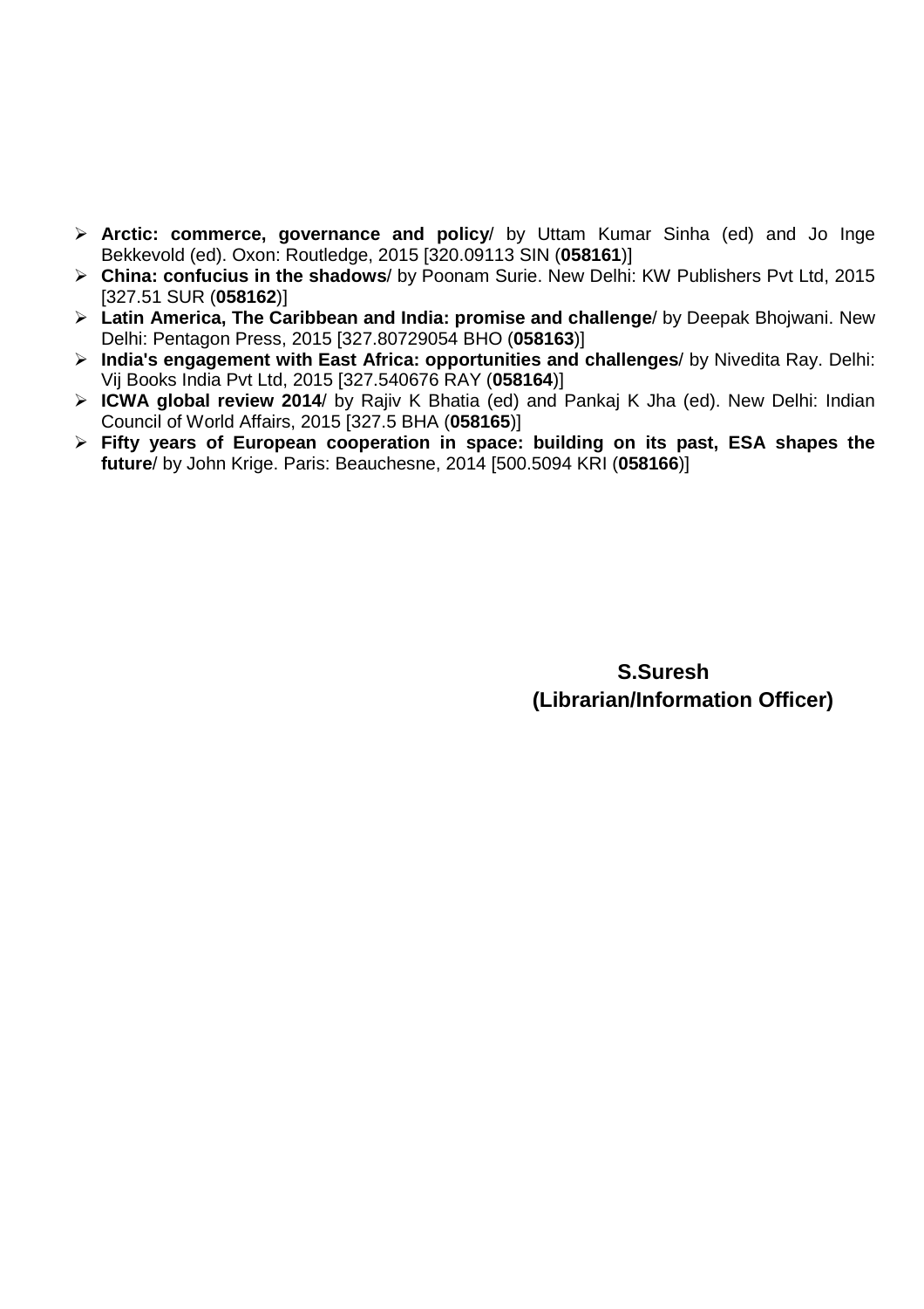- **Arctic: commerce, governance and policy**/ by Uttam Kumar Sinha (ed) and Jo Inge Bekkevold (ed). Oxon: Routledge, 2015 [320.09113 SIN (**058161**)]
- **China: confucius in the shadows**/ by Poonam Surie. New Delhi: KW Publishers Pvt Ltd, 2015 [327.51 SUR (**058162**)]
- **Latin America, The Caribbean and India: promise and challenge**/ by Deepak Bhojwani. New Delhi: Pentagon Press, 2015 [327.80729054 BHO (**058163**)]
- **India's engagement with East Africa: opportunities and challenges**/ by Nivedita Ray. Delhi: Vij Books India Pvt Ltd, 2015 [327.540676 RAY (**058164**)]
- **ICWA global review 2014**/ by Rajiv K Bhatia (ed) and Pankaj K Jha (ed). New Delhi: Indian Council of World Affairs, 2015 [327.5 BHA (**058165**)]
- **Fifty years of European cooperation in space: building on its past, ESA shapes the future**/ by John Krige. Paris: Beauchesne, 2014 [500.5094 KRI (**058166**)]

**S.Suresh**
**(Librarian/Information Officer)**